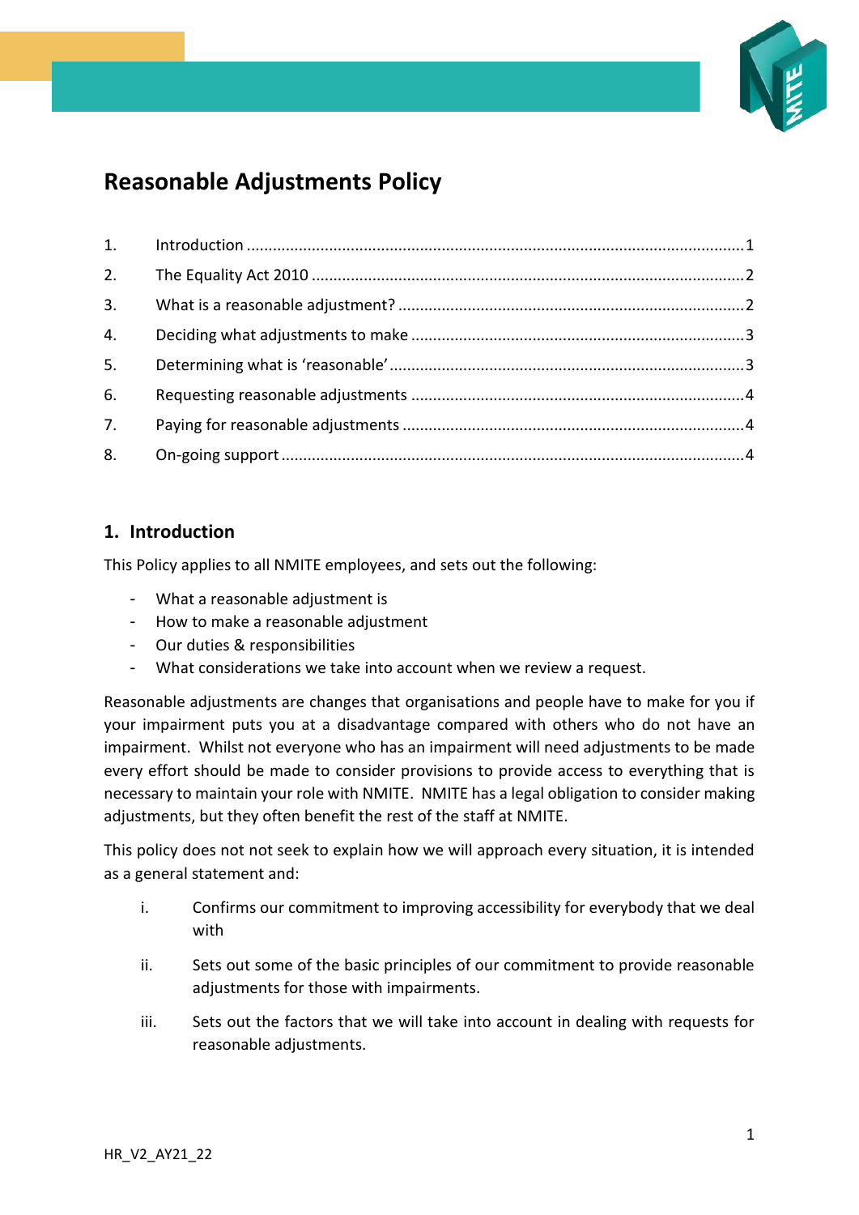# Reasonable Adjustments Policy

1. Introduction ........................................................................................................... 1
2. The Equality Act 2010 ............................................................................................ 2
3. What is a reasonable adjustment? ......................................................................... 2
4. Deciding what adjustments to make ...................................................................... 3
5. Determining what is 'reasonable' .......................................................................... 3
6. Requesting reasonable adjustments ...................................................................... 4
7. Paying for reasonable adjustments ........................................................................ 4
8. On-going support ................................................................................................... 4

## 1. Introduction

This Policy applies to all NMITE employees, and sets out the following:

- What a reasonable adjustment is
- How to make a reasonable adjustment
- Our duties & responsibilities
- What considerations we take into account when we review a request.

Reasonable adjustments are changes that organisations and people have to make for you if your impairment puts you at a disadvantage compared with others who do not have an impairment. Whilst not everyone who has an impairment will need adjustments to be made every effort should be made to consider provisions to provide access to everything that is necessary to maintain your role with NMITE. NMITE has a legal obligation to consider making adjustments, but they often benefit the rest of the staff at NMITE.

This policy does not not seek to explain how we will approach every situation, it is intended as a general statement and:

i. Confirms our commitment to improving accessibility for everybody that we deal with

ii. Sets out some of the basic principles of our commitment to provide reasonable adjustments for those with impairments.

iii. Sets out the factors that we will take into account in dealing with requests for reasonable adjustments.

HR_V2_AY21_22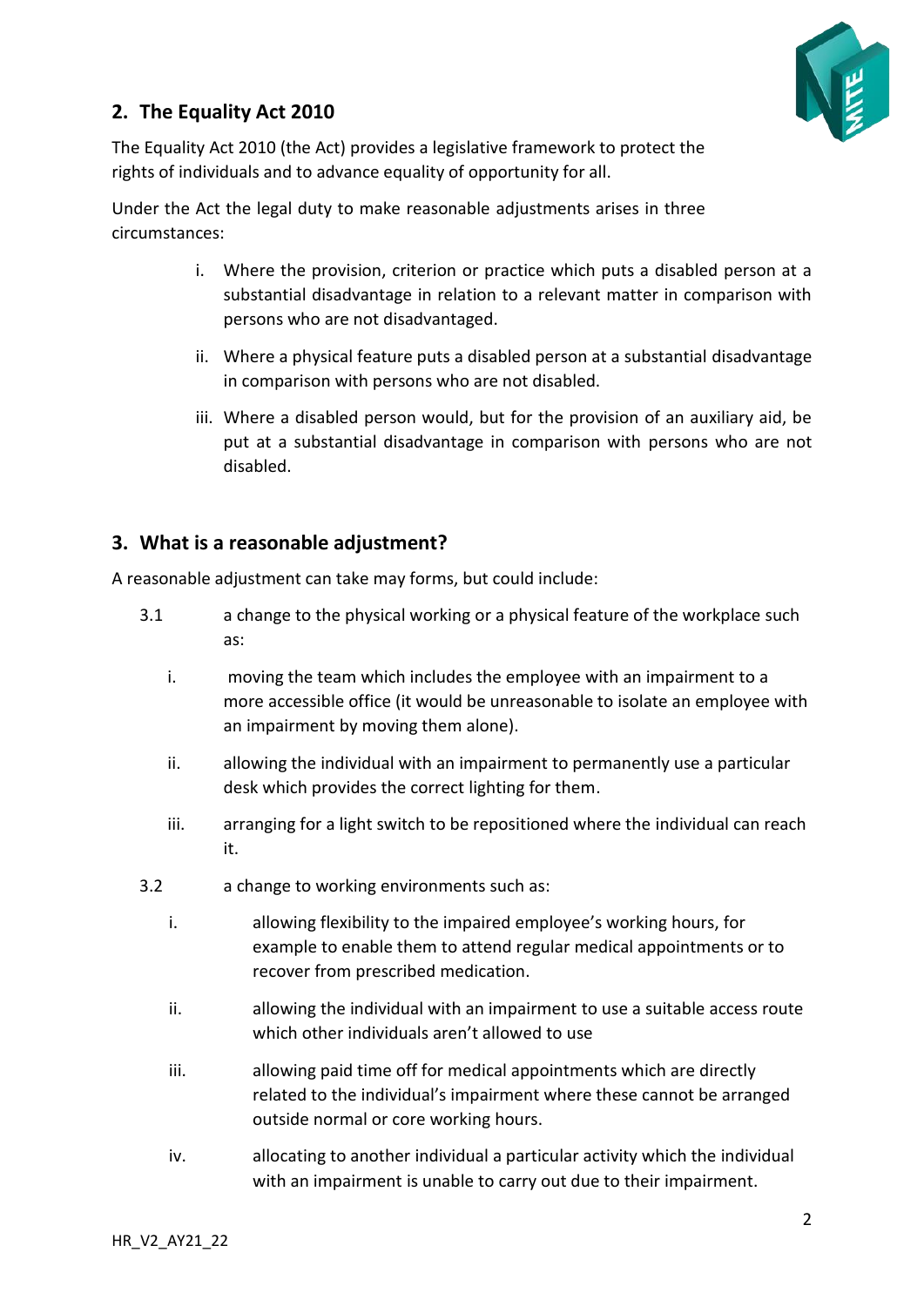## 2. The Equality Act 2010

The Equality Act 2010 (the Act) provides a legislative framework to protect the rights of individuals and to advance equality of opportunity for all.

Under the Act the legal duty to make reasonable adjustments arises in three circumstances:

i. Where the provision, criterion or practice which puts a disabled person at a substantial disadvantage in relation to a relevant matter in comparison with persons who are not disadvantaged.

ii. Where a physical feature puts a disabled person at a substantial disadvantage in comparison with persons who are not disabled.

iii. Where a disabled person would, but for the provision of an auxiliary aid, be put at a substantial disadvantage in comparison with persons who are not disabled.

## 3. What is a reasonable adjustment?

A reasonable adjustment can take may forms, but could include:

3.1 a change to the physical working or a physical feature of the workplace such as:

i. moving the team which includes the employee with an impairment to a more accessible office (it would be unreasonable to isolate an employee with an impairment by moving them alone).

ii. allowing the individual with an impairment to permanently use a particular desk which provides the correct lighting for them.

iii. arranging for a light switch to be repositioned where the individual can reach it.

3.2 a change to working environments such as:

i. allowing flexibility to the impaired employee's working hours, for example to enable them to attend regular medical appointments or to recover from prescribed medication.

ii. allowing the individual with an impairment to use a suitable access route which other individuals aren't allowed to use

iii. allowing paid time off for medical appointments which are directly related to the individual's impairment where these cannot be arranged outside normal or core working hours.

iv. allocating to another individual a particular activity which the individual with an impairment is unable to carry out due to their impairment.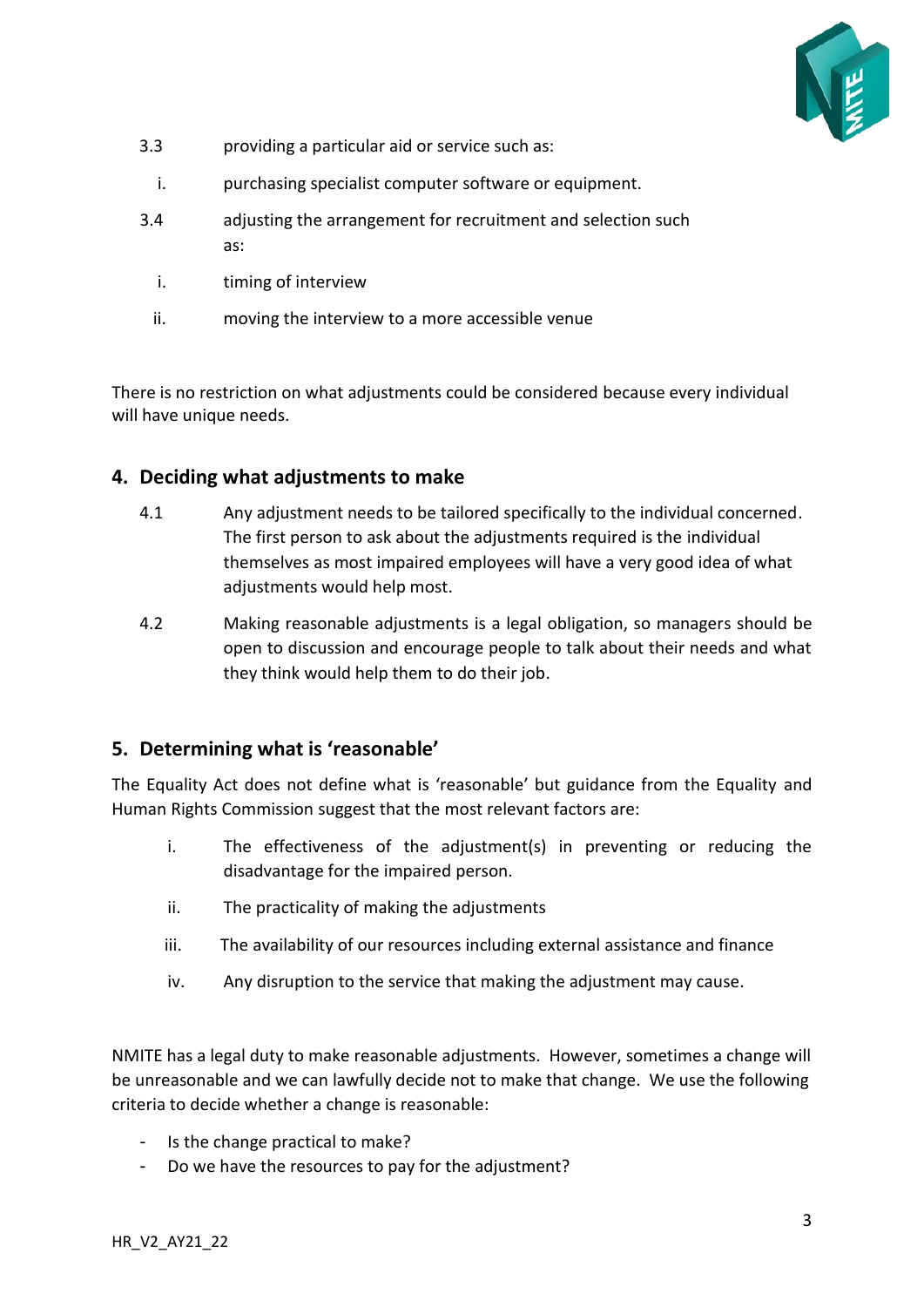3.3 providing a particular aid or service such as:

i. purchasing specialist computer software or equipment.

3.4 adjusting the arrangement for recruitment and selection such as:

i. timing of interview

ii. moving the interview to a more accessible venue

There is no restriction on what adjustments could be considered because every individual will have unique needs.

## 4. Deciding what adjustments to make

4.1 Any adjustment needs to be tailored specifically to the individual concerned. The first person to ask about the adjustments required is the individual themselves as most impaired employees will have a very good idea of what adjustments would help most.

4.2 Making reasonable adjustments is a legal obligation, so managers should be open to discussion and encourage people to talk about their needs and what they think would help them to do their job.

## 5. Determining what is 'reasonable'

The Equality Act does not define what is 'reasonable' but guidance from the Equality and Human Rights Commission suggest that the most relevant factors are:

i. The effectiveness of the adjustment(s) in preventing or reducing the disadvantage for the impaired person.

ii. The practicality of making the adjustments

iii. The availability of our resources including external assistance and finance

iv. Any disruption to the service that making the adjustment may cause.

NMITE has a legal duty to make reasonable adjustments. However, sometimes a change will be unreasonable and we can lawfully decide not to make that change. We use the following criteria to decide whether a change is reasonable:

- Is the change practical to make?
- Do we have the resources to pay for the adjustment?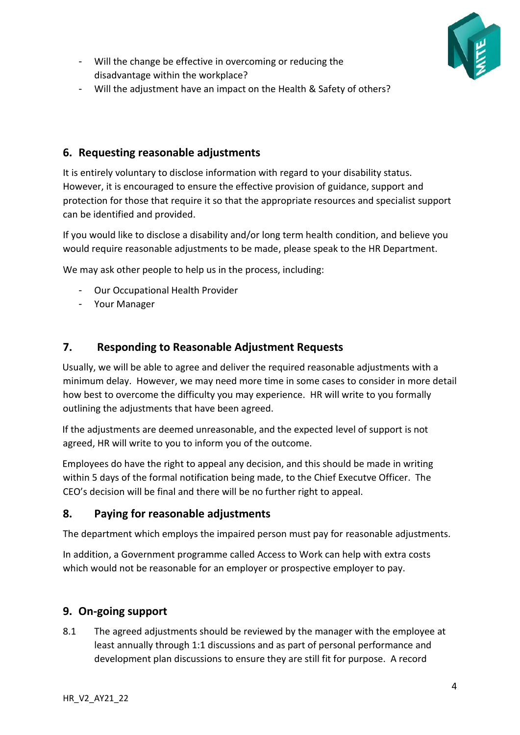- Will the change be effective in overcoming or reducing the disadvantage within the workplace?
- Will the adjustment have an impact on the Health & Safety of others?

## 6. Requesting reasonable adjustments

It is entirely voluntary to disclose information with regard to your disability status. However, it is encouraged to ensure the effective provision of guidance, support and protection for those that require it so that the appropriate resources and specialist support can be identified and provided.

If you would like to disclose a disability and/or long term health condition, and believe you would require reasonable adjustments to be made, please speak to the HR Department.

We may ask other people to help us in the process, including:

- Our Occupational Health Provider
- Your Manager

## 7. Responding to Reasonable Adjustment Requests

Usually, we will be able to agree and deliver the required reasonable adjustments with a minimum delay. However, we may need more time in some cases to consider in more detail how best to overcome the difficulty you may experience. HR will write to you formally outlining the adjustments that have been agreed.

If the adjustments are deemed unreasonable, and the expected level of support is not agreed, HR will write to you to inform you of the outcome.

Employees do have the right to appeal any decision, and this should be made in writing within 5 days of the formal notification being made, to the Chief Executve Officer. The CEO's decision will be final and there will be no further right to appeal.

## 8. Paying for reasonable adjustments

The department which employs the impaired person must pay for reasonable adjustments.

In addition, a Government programme called Access to Work can help with extra costs which would not be reasonable for an employer or prospective employer to pay.

## 9. On-going support

8.1 The agreed adjustments should be reviewed by the manager with the employee at least annually through 1:1 discussions and as part of personal performance and development plan discussions to ensure they are still fit for purpose. A record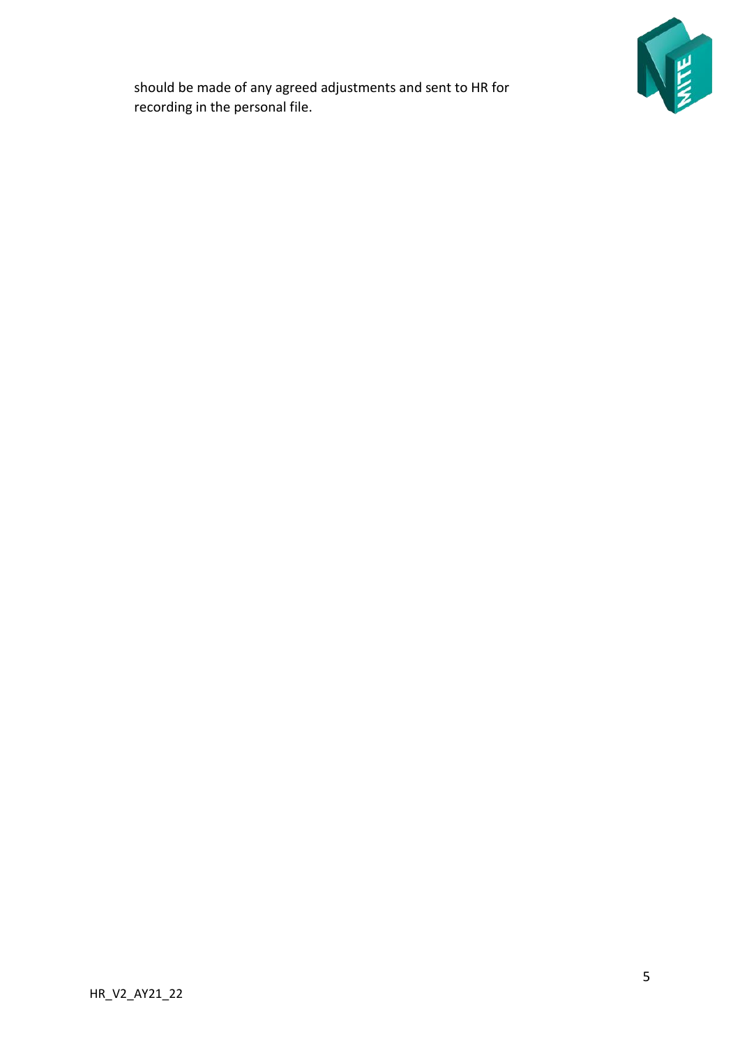should be made of any agreed adjustments and sent to HR for recording in the personal file.